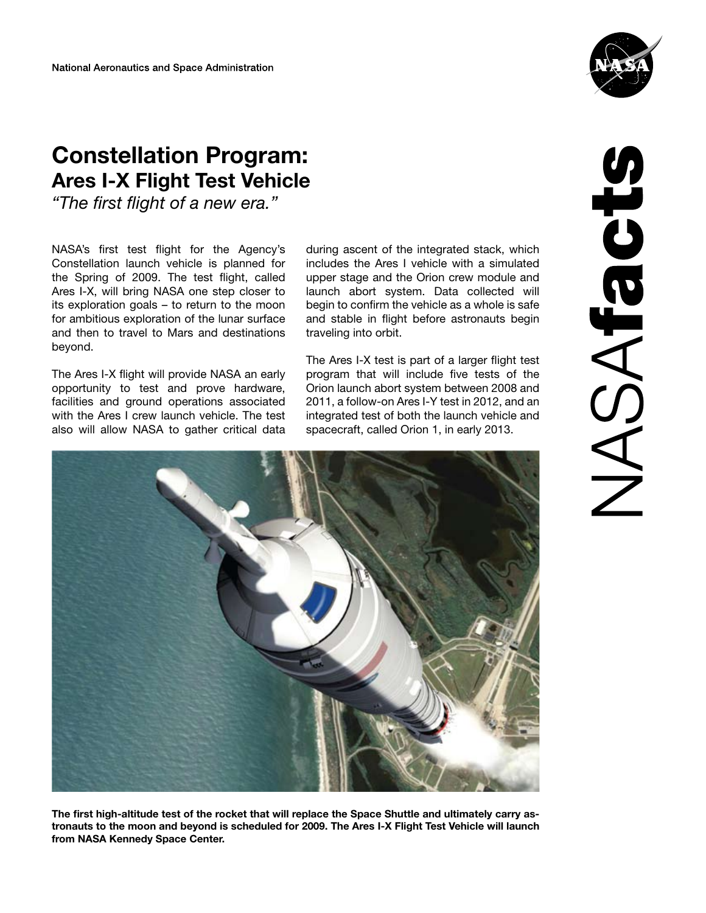National Aeronautics and Space Administration

# Constellation Program:
## Ares I-X Flight Test Vehicle
*"The first flight of a new era."*

NASA's first test flight for the Agency's Constellation launch vehicle is planned for the Spring of 2009. The test flight, called Ares I-X, will bring NASA one step closer to its exploration goals – to return to the moon for ambitious exploration of the lunar surface and then to travel to Mars and destinations beyond.

The Ares I-X flight will provide NASA an early opportunity to test and prove hardware, facilities and ground operations associated with the Ares I crew launch vehicle. The test also will allow NASA to gather critical data during ascent of the integrated stack, which includes the Ares I vehicle with a simulated upper stage and the Orion crew module and launch abort system. Data collected will begin to confirm the vehicle as a whole is safe and stable in flight before astronauts begin traveling into orbit.

The Ares I-X test is part of a larger flight test program that will include five tests of the Orion launch abort system between 2008 and 2011, a follow-on Ares I-Y test in 2012, and an integrated test of both the launch vehicle and spacecraft, called Orion 1, in early 2013.

**The first high-altitude test of the rocket that will replace the Space Shuttle and ultimately carry astronauts to the moon and beyond is scheduled for 2009. The Ares I-X Flight Test Vehicle will launch from NASA Kennedy Space Center.**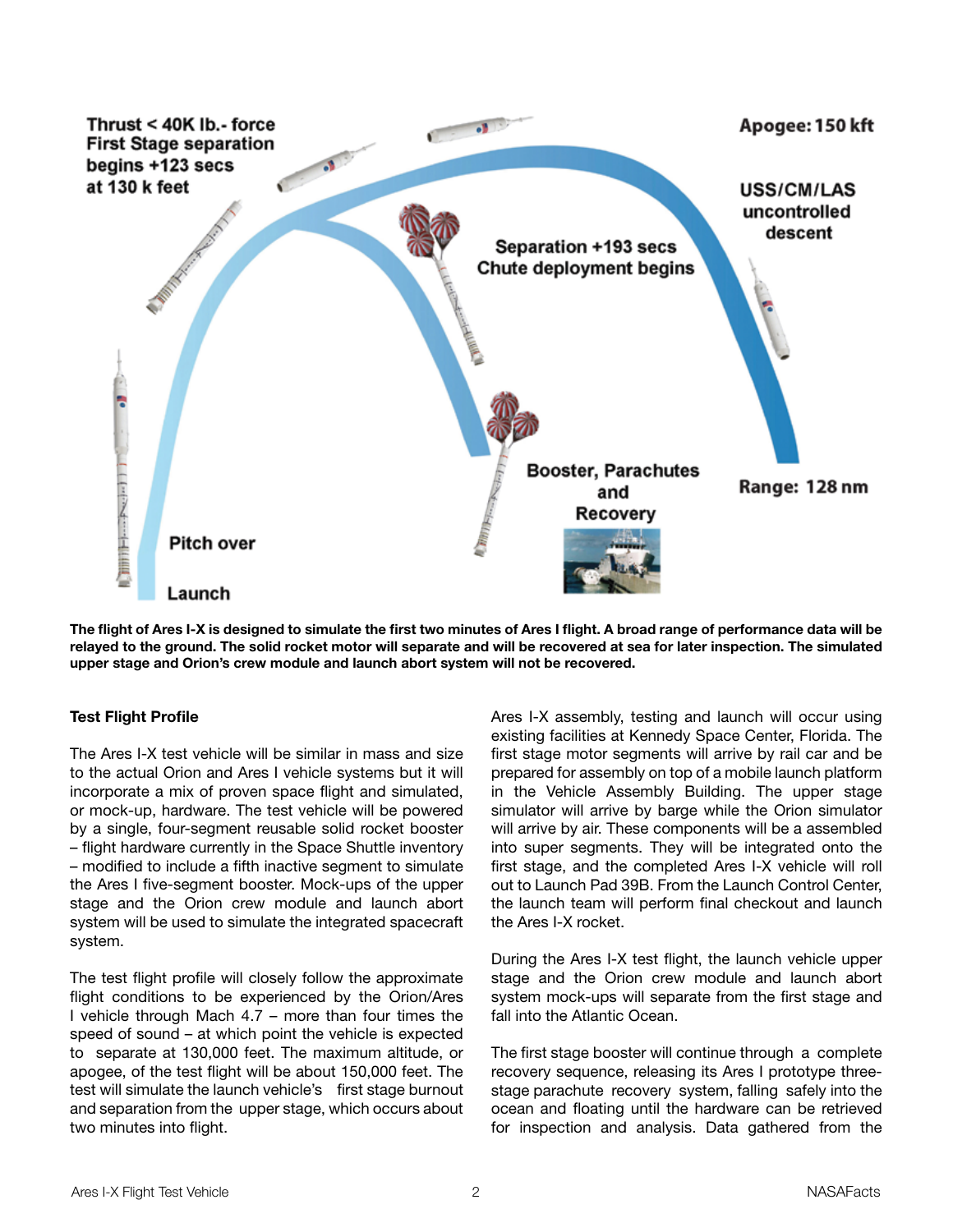Thrust < 40K lb.- force
First Stage separation
begins +123 secs
at 130 k feet

Apogee: 150 kft

USS/CM/LAS
uncontrolled
descent

Separation +193 secs
Chute deployment begins

Booster, Parachutes
and
Recovery

Range: 128 nm

Pitch over

Launch

**The flight of Ares I-X is designed to simulate the first two minutes of Ares I flight. A broad range of performance data will be relayed to the ground. The solid rocket motor will separate and will be recovered at sea for later inspection. The simulated upper stage and Orion's crew module and launch abort system will not be recovered.**

**Test Flight Profile**

The Ares I-X test vehicle will be similar in mass and size to the actual Orion and Ares I vehicle systems but it will incorporate a mix of proven space flight and simulated, or mock-up, hardware. The test vehicle will be powered by a single, four-segment reusable solid rocket booster – flight hardware currently in the Space Shuttle inventory – modified to include a fifth inactive segment to simulate the Ares I five-segment booster. Mock-ups of the upper stage and the Orion crew module and launch abort system will be used to simulate the integrated spacecraft system.

The test flight profile will closely follow the approximate flight conditions to be experienced by the Orion/Ares I vehicle through Mach 4.7 – more than four times the speed of sound – at which point the vehicle is expected to separate at 130,000 feet. The maximum altitude, or apogee, of the test flight will be about 150,000 feet. The test will simulate the launch vehicle's first stage burnout and separation from the upper stage, which occurs about two minutes into flight.

Ares I-X assembly, testing and launch will occur using existing facilities at Kennedy Space Center, Florida. The first stage motor segments will arrive by rail car and be prepared for assembly on top of a mobile launch platform in the Vehicle Assembly Building. The upper stage simulator will arrive by barge while the Orion simulator will arrive by air. These components will be a assembled into super segments. They will be integrated onto the first stage, and the completed Ares I-X vehicle will roll out to Launch Pad 39B. From the Launch Control Center, the launch team will perform final checkout and launch the Ares I-X rocket.

During the Ares I-X test flight, the launch vehicle upper stage and the Orion crew module and launch abort system mock-ups will separate from the first stage and fall into the Atlantic Ocean.

The first stage booster will continue through a complete recovery sequence, releasing its Ares I prototype three-stage parachute recovery system, falling safely into the ocean and floating until the hardware can be retrieved for inspection and analysis. Data gathered from the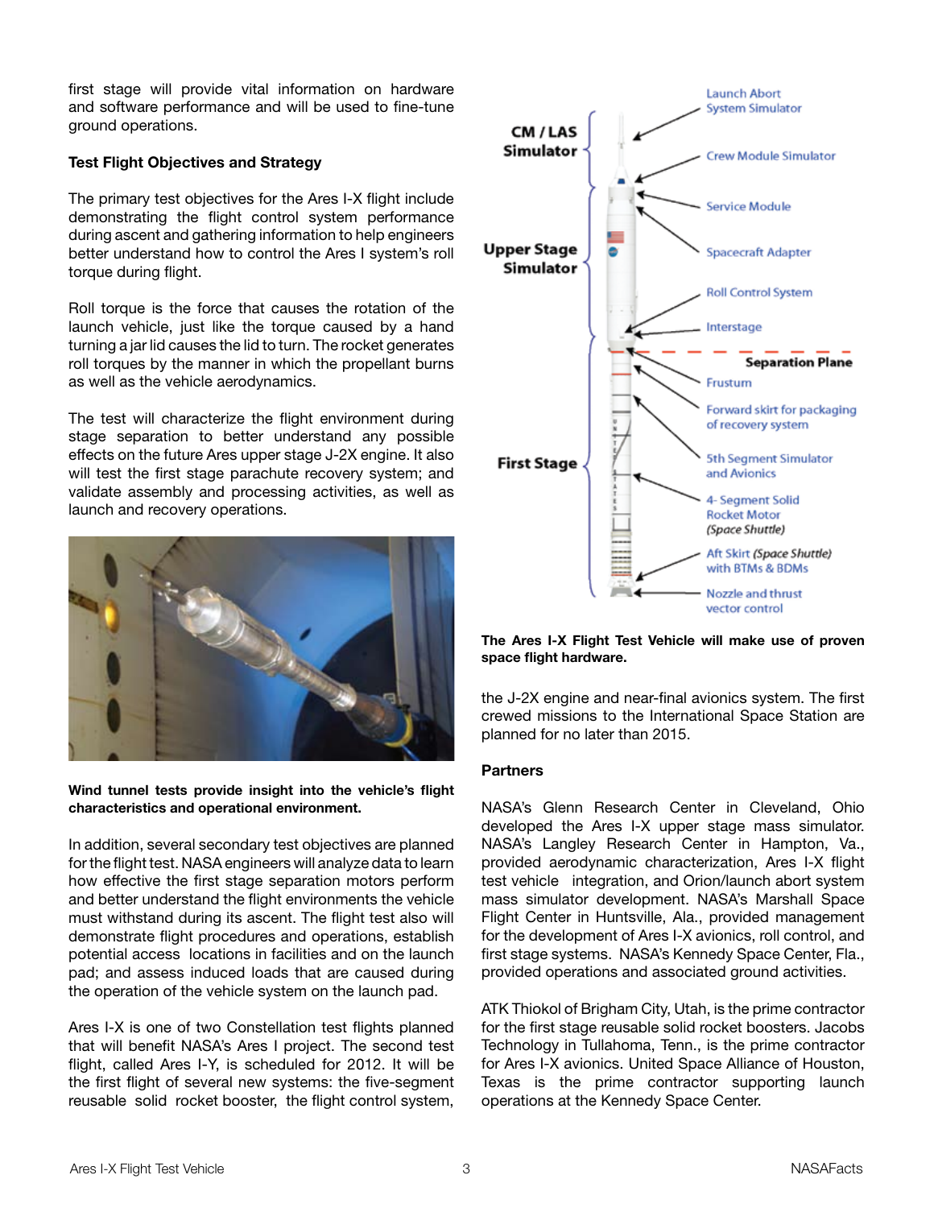first stage will provide vital information on hardware and software performance and will be used to fine-tune ground operations.

**Test Flight Objectives and Strategy**

The primary test objectives for the Ares I-X flight include demonstrating the flight control system performance during ascent and gathering information to help engineers better understand how to control the Ares I system's roll torque during flight.

Roll torque is the force that causes the rotation of the launch vehicle, just like the torque caused by a hand turning a jar lid causes the lid to turn. The rocket generates roll torques by the manner in which the propellant burns as well as the vehicle aerodynamics.

The test will characterize the flight environment during stage separation to better understand any possible effects on the future Ares upper stage J-2X engine. It also will test the first stage parachute recovery system; and validate assembly and processing activities, as well as launch and recovery operations.

**Wind tunnel tests provide insight into the vehicle's flight characteristics and operational environment.**

In addition, several secondary test objectives are planned for the flight test. NASA engineers will analyze data to learn how effective the first stage separation motors perform and better understand the flight environments the vehicle must withstand during its ascent. The flight test also will demonstrate flight procedures and operations, establish potential access locations in facilities and on the launch pad; and assess induced loads that are caused during the operation of the vehicle system on the launch pad.

Ares I-X is one of two Constellation test flights planned that will benefit NASA's Ares I project. The second test flight, called Ares I-Y, is scheduled for 2012. It will be the first flight of several new systems: the five-segment reusable solid rocket booster, the flight control system, the J-2X engine and near-final avionics system. The first crewed missions to the International Space Station are planned for no later than 2015.

CM / LAS Simulator: Launch Abort System Simulator; Crew Module Simulator

Upper Stage Simulator: Service Module; Spacecraft Adapter; Roll Control System; Interstage

Separation Plane

First Stage: Frustum; Forward skirt for packaging of recovery system; 5th Segment Simulator and Avionics; 4- Segment Solid Rocket Motor *(Space Shuttle)*; Aft Skirt *(Space Shuttle)* with BTMs & BDMs; Nozzle and thrust vector control

**The Ares I-X Flight Test Vehicle will make use of proven space flight hardware.**

**Partners**

NASA's Glenn Research Center in Cleveland, Ohio developed the Ares I-X upper stage mass simulator. NASA's Langley Research Center in Hampton, Va., provided aerodynamic characterization, Ares I-X flight test vehicle integration, and Orion/launch abort system mass simulator development. NASA's Marshall Space Flight Center in Huntsville, Ala., provided management for the development of Ares I-X avionics, roll control, and first stage systems. NASA's Kennedy Space Center, Fla., provided operations and associated ground activities.

ATK Thiokol of Brigham City, Utah, is the prime contractor for the first stage reusable solid rocket boosters. Jacobs Technology in Tullahoma, Tenn., is the prime contractor for Ares I-X avionics. United Space Alliance of Houston, Texas is the prime contractor supporting launch operations at the Kennedy Space Center.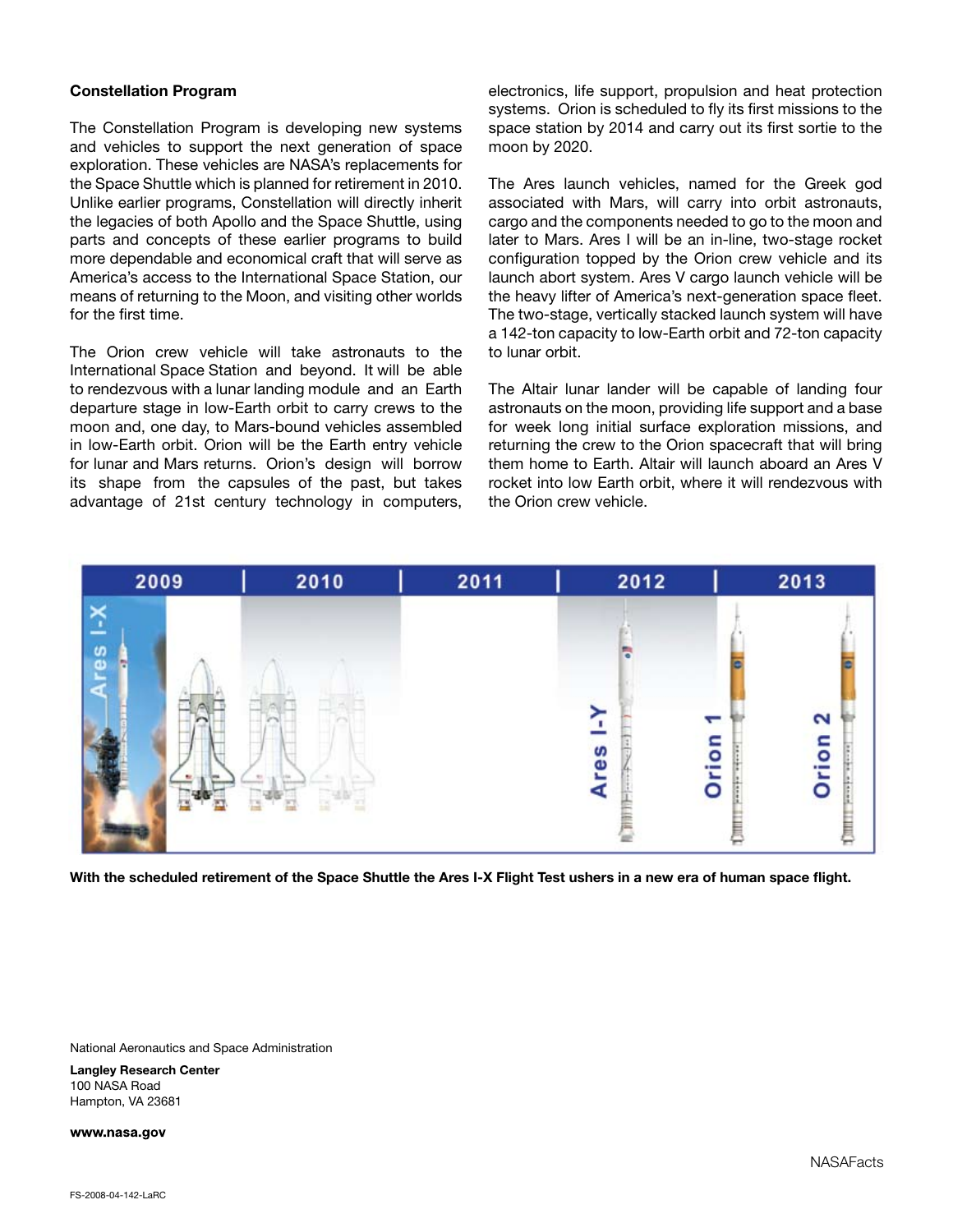## Constellation Program

The Constellation Program is developing new systems and vehicles to support the next generation of space exploration. These vehicles are NASA's replacements for the Space Shuttle which is planned for retirement in 2010. Unlike earlier programs, Constellation will directly inherit the legacies of both Apollo and the Space Shuttle, using parts and concepts of these earlier programs to build more dependable and economical craft that will serve as America's access to the International Space Station, our means of returning to the Moon, and visiting other worlds for the first time.

The Orion crew vehicle will take astronauts to the International Space Station and beyond. It will be able to rendezvous with a lunar landing module and an Earth departure stage in low-Earth orbit to carry crews to the moon and, one day, to Mars-bound vehicles assembled in low-Earth orbit. Orion will be the Earth entry vehicle for lunar and Mars returns. Orion's design will borrow its shape from the capsules of the past, but takes advantage of 21st century technology in computers, electronics, life support, propulsion and heat protection systems. Orion is scheduled to fly its first missions to the space station by 2014 and carry out its first sortie to the moon by 2020.

The Ares launch vehicles, named for the Greek god associated with Mars, will carry into orbit astronauts, cargo and the components needed to go to the moon and later to Mars. Ares I will be an in-line, two-stage rocket configuration topped by the Orion crew vehicle and its launch abort system. Ares V cargo launch vehicle will be the heavy lifter of America's next-generation space fleet. The two-stage, vertically stacked launch system will have a 142-ton capacity to low-Earth orbit and 72-ton capacity to lunar orbit.

The Altair lunar lander will be capable of landing four astronauts on the moon, providing life support and a base for week long initial surface exploration missions, and returning the crew to the Orion spacecraft that will bring them home to Earth. Altair will launch aboard an Ares V rocket into low Earth orbit, where it will rendezvous with the Orion crew vehicle.

2009 | 2010 | 2011 | 2012 | 2013

Ares I-X

Ares I-Y

Orion 1

Orion 2

**With the scheduled retirement of the Space Shuttle the Ares I-X Flight Test ushers in a new era of human space flight.**

National Aeronautics and Space Administration

**Langley Research Center**
100 NASA Road
Hampton, VA 23681

**www.nasa.gov**

NASAFacts

FS-2008-04-142-LaRC